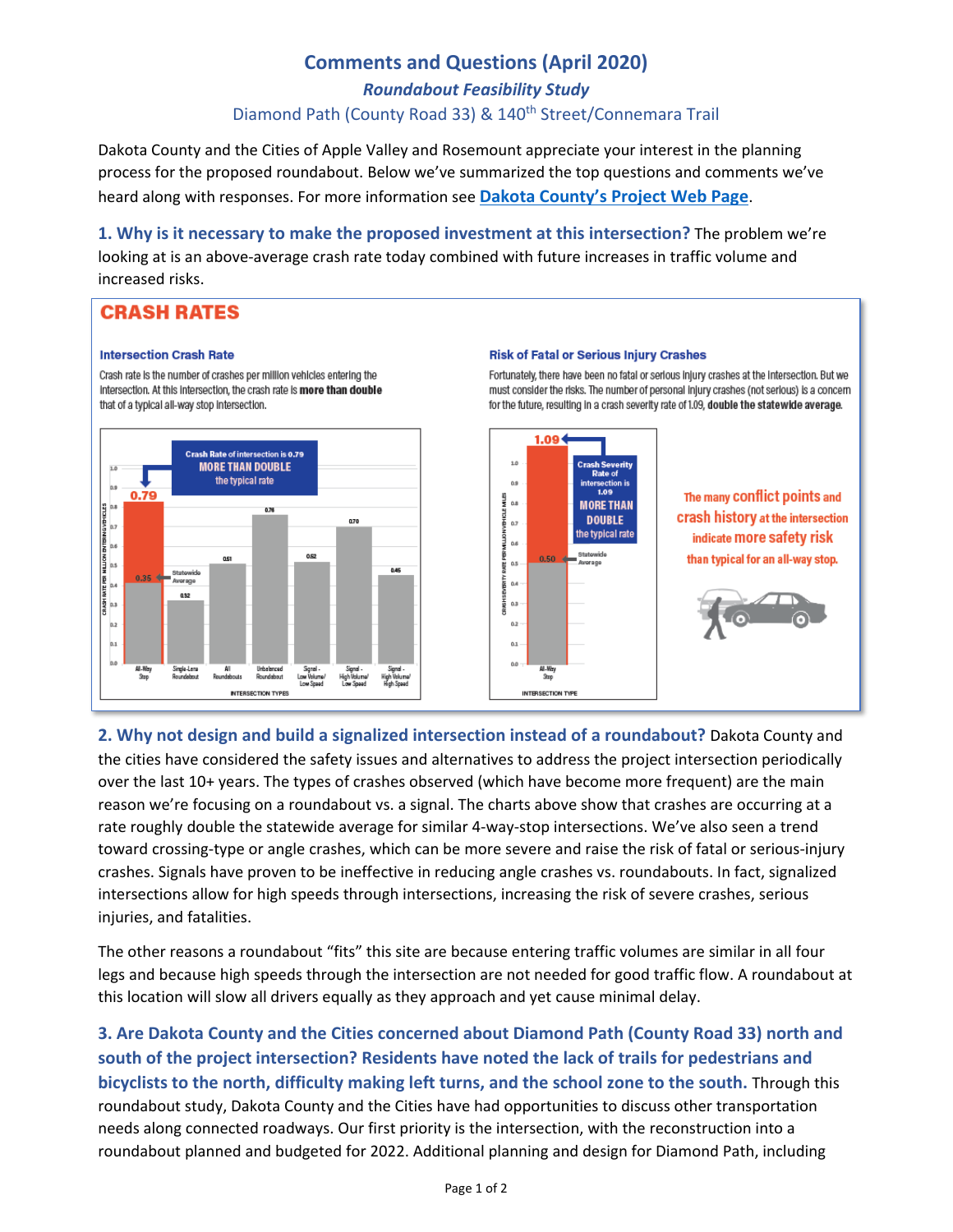# Comments and Questions (April 2020)

## *Roundabout Feasibility Study*

### Diamond Path (County Road 33) & 140th Street/Connemara Trail

Dakota County and the Cities of Apple Valley and Rosemount appreciate your interest in the planning process for the proposed roundabout. Below we've summarized the top questions and comments we've heard along with responses. For more information see **Dakota County's Project Web Page**.

**1. Why is it necessary to make the proposed investment at this intersection?** The problem we're looking at is an above-average crash rate today combined with future increases in traffic volume and increased risks.

## CRASH RATES

### Intersection Crash Rate

Crash rate is the number of crashes per million vehicles entering the intersection. At this intersection, the crash rate is **more than double** that of a typical all-way stop intersection.

Crash Rate of intersection is 0.79 MORE THAN DOUBLE the typical rate

| Intersection Type | Crash Rate per Million Entering Vehicles |
|---|---|
| All-Way Stop | 0.79 (Statewide Average 0.35) |
| Single-Lane Roundabout | 0.32 |
| All Roundabouts | 0.51 |
| Unbalanced Roundabout | 0.76 |
| Signal - Low Volume/Low Speed | 0.52 |
| Signal - High Volume/Low Speed | 0.70 |
| Signal - High Volume/High Speed | 0.45 |

### Risk of Fatal or Serious Injury Crashes

Fortunately, there have been no fatal or serious injury crashes at the intersection. But we must consider the risks. The number of personal injury crashes (not serious) is a concern for the future, resulting in a crash severity rate of 1.09, **double the statewide average.**

Crash Severity Rate of intersection is 1.09 MORE THAN DOUBLE the typical rate

| Intersection Type | Crash Severity Rate per Million Vehicle Miles |
|---|---|
| All-Way Stop | 1.09 (Statewide Average 0.50) |

The many conflict points and crash history at the intersection indicate more safety risk than typical for an all-way stop.

**2. Why not design and build a signalized intersection instead of a roundabout?** Dakota County and the cities have considered the safety issues and alternatives to address the project intersection periodically over the last 10+ years. The types of crashes observed (which have become more frequent) are the main reason we're focusing on a roundabout vs. a signal. The charts above show that crashes are occurring at a rate roughly double the statewide average for similar 4-way-stop intersections. We've also seen a trend toward crossing-type or angle crashes, which can be more severe and raise the risk of fatal or serious-injury crashes. Signals have proven to be ineffective in reducing angle crashes vs. roundabouts. In fact, signalized intersections allow for high speeds through intersections, increasing the risk of severe crashes, serious injuries, and fatalities.

The other reasons a roundabout "fits" this site are because entering traffic volumes are similar in all four legs and because high speeds through the intersection are not needed for good traffic flow. A roundabout at this location will slow all drivers equally as they approach and yet cause minimal delay.

**3. Are Dakota County and the Cities concerned about Diamond Path (County Road 33) north and south of the project intersection? Residents have noted the lack of trails for pedestrians and bicyclists to the north, difficulty making left turns, and the school zone to the south.** Through this roundabout study, Dakota County and the Cities have had opportunities to discuss other transportation needs along connected roadways. Our first priority is the intersection, with the reconstruction into a roundabout planned and budgeted for 2022. Additional planning and design for Diamond Path, including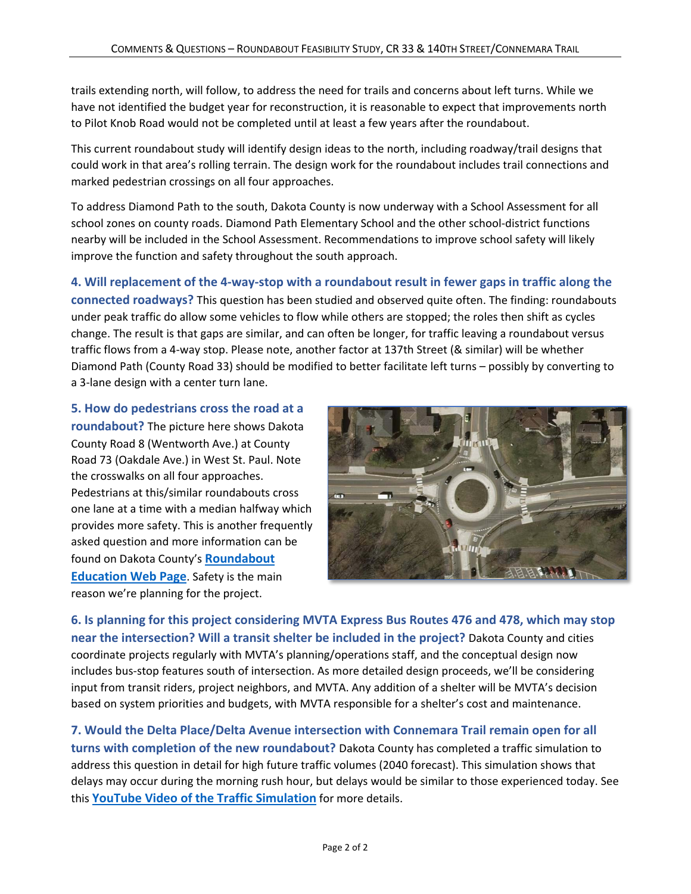trails extending north, will follow, to address the need for trails and concerns about left turns. While we have not identified the budget year for reconstruction, it is reasonable to expect that improvements north to Pilot Knob Road would not be completed until at least a few years after the roundabout.

This current roundabout study will identify design ideas to the north, including roadway/trail designs that could work in that area's rolling terrain. The design work for the roundabout includes trail connections and marked pedestrian crossings on all four approaches.

To address Diamond Path to the south, Dakota County is now underway with a School Assessment for all school zones on county roads. Diamond Path Elementary School and the other school-district functions nearby will be included in the School Assessment. Recommendations to improve school safety will likely improve the function and safety throughout the south approach.

**4. Will replacement of the 4-way-stop with a roundabout result in fewer gaps in traffic along the connected roadways?** This question has been studied and observed quite often. The finding: roundabouts under peak traffic do allow some vehicles to flow while others are stopped; the roles then shift as cycles change. The result is that gaps are similar, and can often be longer, for traffic leaving a roundabout versus traffic flows from a 4-way stop. Please note, another factor at 137th Street (& similar) will be whether Diamond Path (County Road 33) should be modified to better facilitate left turns – possibly by converting to a 3-lane design with a center turn lane.

**5. How do pedestrians cross the road at a roundabout?** The picture here shows Dakota County Road 8 (Wentworth Ave.) at County Road 73 (Oakdale Ave.) in West St. Paul. Note the crosswalks on all four approaches. Pedestrians at this/similar roundabouts cross one lane at a time with a median halfway which provides more safety. This is another frequently asked question and more information can be found on Dakota County's **Roundabout Education Web Page**. Safety is the main reason we're planning for the project.

**6. Is planning for this project considering MVTA Express Bus Routes 476 and 478, which may stop near the intersection? Will a transit shelter be included in the project?** Dakota County and cities coordinate projects regularly with MVTA's planning/operations staff, and the conceptual design now includes bus-stop features south of intersection. As more detailed design proceeds, we'll be considering input from transit riders, project neighbors, and MVTA. Any addition of a shelter will be MVTA's decision based on system priorities and budgets, with MVTA responsible for a shelter's cost and maintenance.

**7. Would the Delta Place/Delta Avenue intersection with Connemara Trail remain open for all turns with completion of the new roundabout?** Dakota County has completed a traffic simulation to address this question in detail for high future traffic volumes (2040 forecast). This simulation shows that delays may occur during the morning rush hour, but delays would be similar to those experienced today. See this **YouTube Video of the Traffic Simulation** for more details.